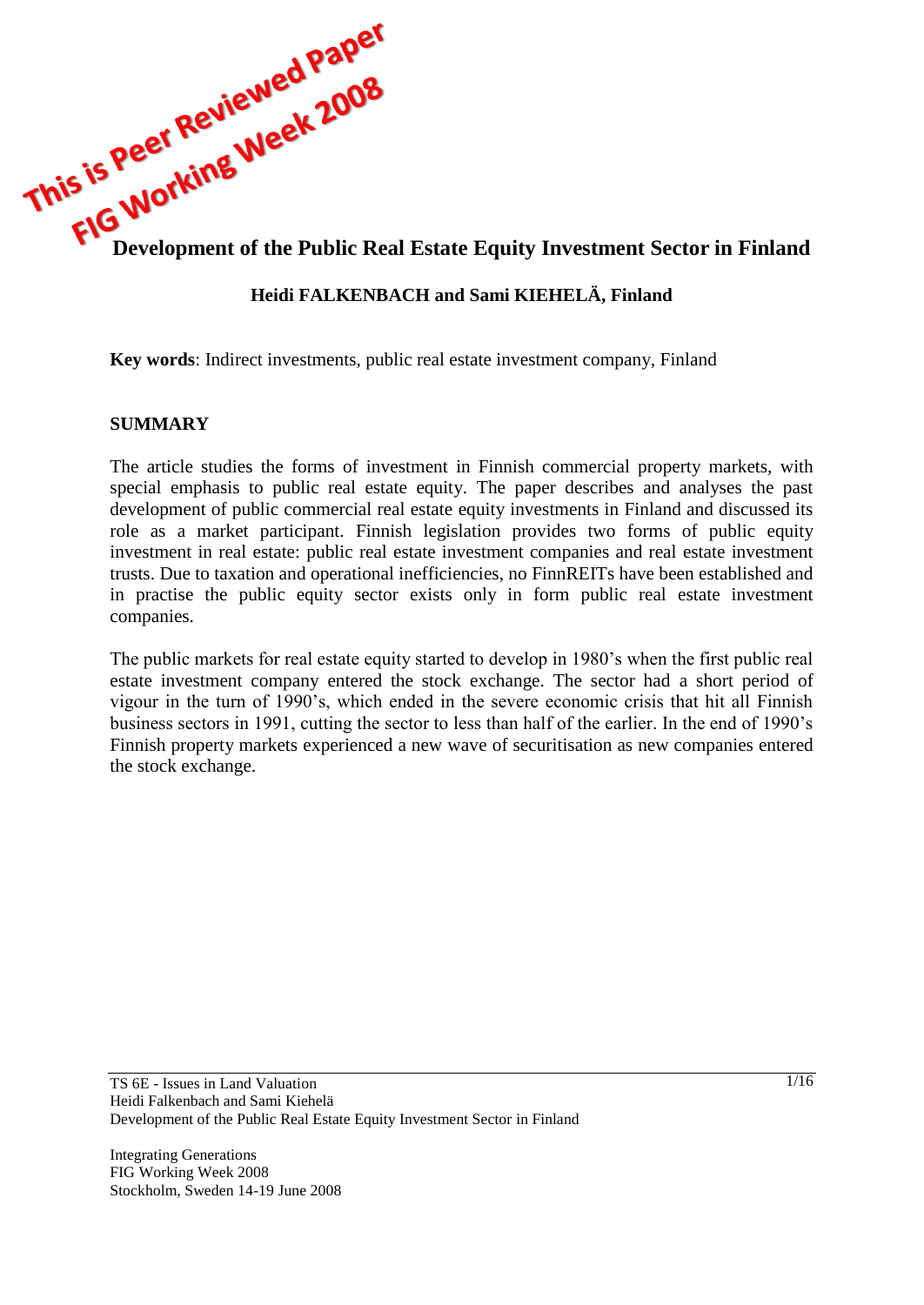This is Peer Reviewed Paper
FIG Working Week 2008

# Development of the Public Real Estate Equity Investment Sector in Finland

**Heidi FALKENBACH and Sami KIEHELÄ, Finland**

**Key words**: Indirect investments, public real estate investment company, Finland

## SUMMARY

The article studies the forms of investment in Finnish commercial property markets, with special emphasis to public real estate equity. The paper describes and analyses the past development of public commercial real estate equity investments in Finland and discussed its role as a market participant. Finnish legislation provides two forms of public equity investment in real estate: public real estate investment companies and real estate investment trusts. Due to taxation and operational inefficiencies, no FinnREITs have been established and in practise the public equity sector exists only in form public real estate investment companies.

The public markets for real estate equity started to develop in 1980's when the first public real estate investment company entered the stock exchange. The sector had a short period of vigour in the turn of 1990's, which ended in the severe economic crisis that hit all Finnish business sectors in 1991, cutting the sector to less than half of the earlier. In the end of 1990's Finnish property markets experienced a new wave of securitisation as new companies entered the stock exchange.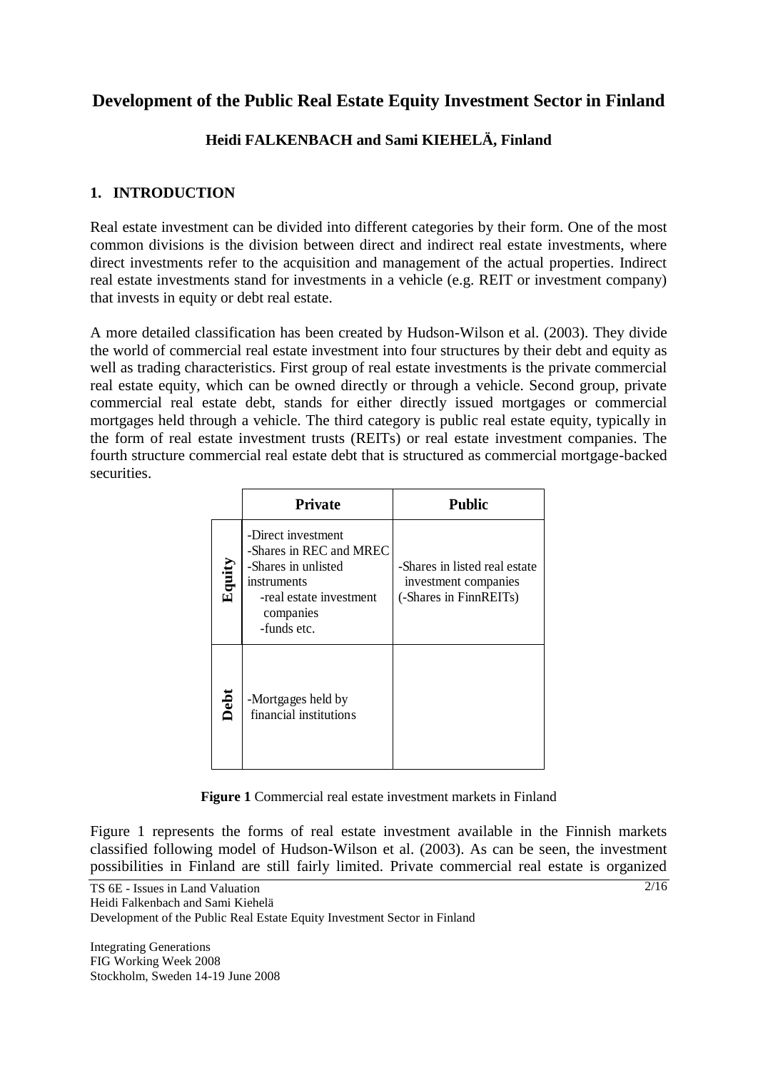# Development of the Public Real Estate Equity Investment Sector in Finland

**Heidi FALKENBACH and Sami KIEHELÄ, Finland**

## 1. INTRODUCTION

Real estate investment can be divided into different categories by their form. One of the most common divisions is the division between direct and indirect real estate investments, where direct investments refer to the acquisition and management of the actual properties. Indirect real estate investments stand for investments in a vehicle (e.g. REIT or investment company) that invests in equity or debt real estate.

A more detailed classification has been created by Hudson-Wilson et al. (2003). They divide the world of commercial real estate investment into four structures by their debt and equity as well as trading characteristics. First group of real estate investments is the private commercial real estate equity, which can be owned directly or through a vehicle. Second group, private commercial real estate debt, stands for either directly issued mortgages or commercial mortgages held through a vehicle. The third category is public real estate equity, typically in the form of real estate investment trusts (REITs) or real estate investment companies. The fourth structure commercial real estate debt that is structured as commercial mortgage-backed securities.

| | **Private** | **Public** |
|---|---|---|
| **Equity** | -Direct investment<br>-Shares in REC and MREC<br>-Shares in unlisted instruments<br>-real estate investment companies<br>-funds etc. | -Shares in listed real estate investment companies<br>(-Shares in FinnREITs) |
| **Debt** | -Mortgages held by financial institutions | |

**Figure 1** Commercial real estate investment markets in Finland

Figure 1 represents the forms of real estate investment available in the Finnish markets classified following model of Hudson-Wilson et al. (2003). As can be seen, the investment possibilities in Finland are still fairly limited. Private commercial real estate is organized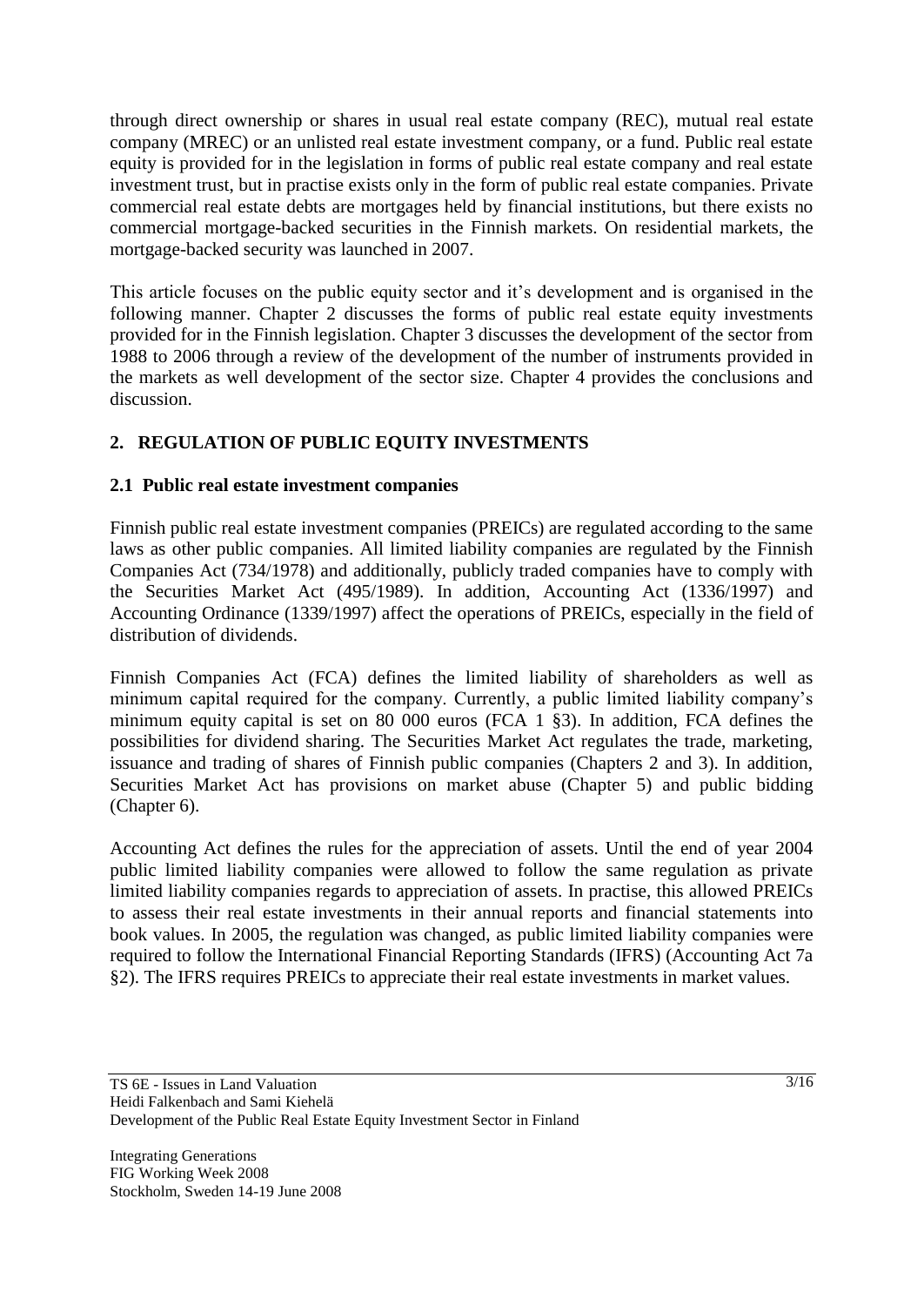through direct ownership or shares in usual real estate company (REC), mutual real estate company (MREC) or an unlisted real estate investment company, or a fund. Public real estate equity is provided for in the legislation in forms of public real estate company and real estate investment trust, but in practise exists only in the form of public real estate companies. Private commercial real estate debts are mortgages held by financial institutions, but there exists no commercial mortgage-backed securities in the Finnish markets. On residential markets, the mortgage-backed security was launched in 2007.

This article focuses on the public equity sector and it's development and is organised in the following manner. Chapter 2 discusses the forms of public real estate equity investments provided for in the Finnish legislation. Chapter 3 discusses the development of the sector from 1988 to 2006 through a review of the development of the number of instruments provided in the markets as well development of the sector size. Chapter 4 provides the conclusions and discussion.

## 2. REGULATION OF PUBLIC EQUITY INVESTMENTS

### 2.1 Public real estate investment companies

Finnish public real estate investment companies (PREICs) are regulated according to the same laws as other public companies. All limited liability companies are regulated by the Finnish Companies Act (734/1978) and additionally, publicly traded companies have to comply with the Securities Market Act (495/1989). In addition, Accounting Act (1336/1997) and Accounting Ordinance (1339/1997) affect the operations of PREICs, especially in the field of distribution of dividends.

Finnish Companies Act (FCA) defines the limited liability of shareholders as well as minimum capital required for the company. Currently, a public limited liability company's minimum equity capital is set on 80 000 euros (FCA 1 §3). In addition, FCA defines the possibilities for dividend sharing. The Securities Market Act regulates the trade, marketing, issuance and trading of shares of Finnish public companies (Chapters 2 and 3). In addition, Securities Market Act has provisions on market abuse (Chapter 5) and public bidding (Chapter 6).

Accounting Act defines the rules for the appreciation of assets. Until the end of year 2004 public limited liability companies were allowed to follow the same regulation as private limited liability companies regards to appreciation of assets. In practise, this allowed PREICs to assess their real estate investments in their annual reports and financial statements into book values. In 2005, the regulation was changed, as public limited liability companies were required to follow the International Financial Reporting Standards (IFRS) (Accounting Act 7a §2). The IFRS requires PREICs to appreciate their real estate investments in market values.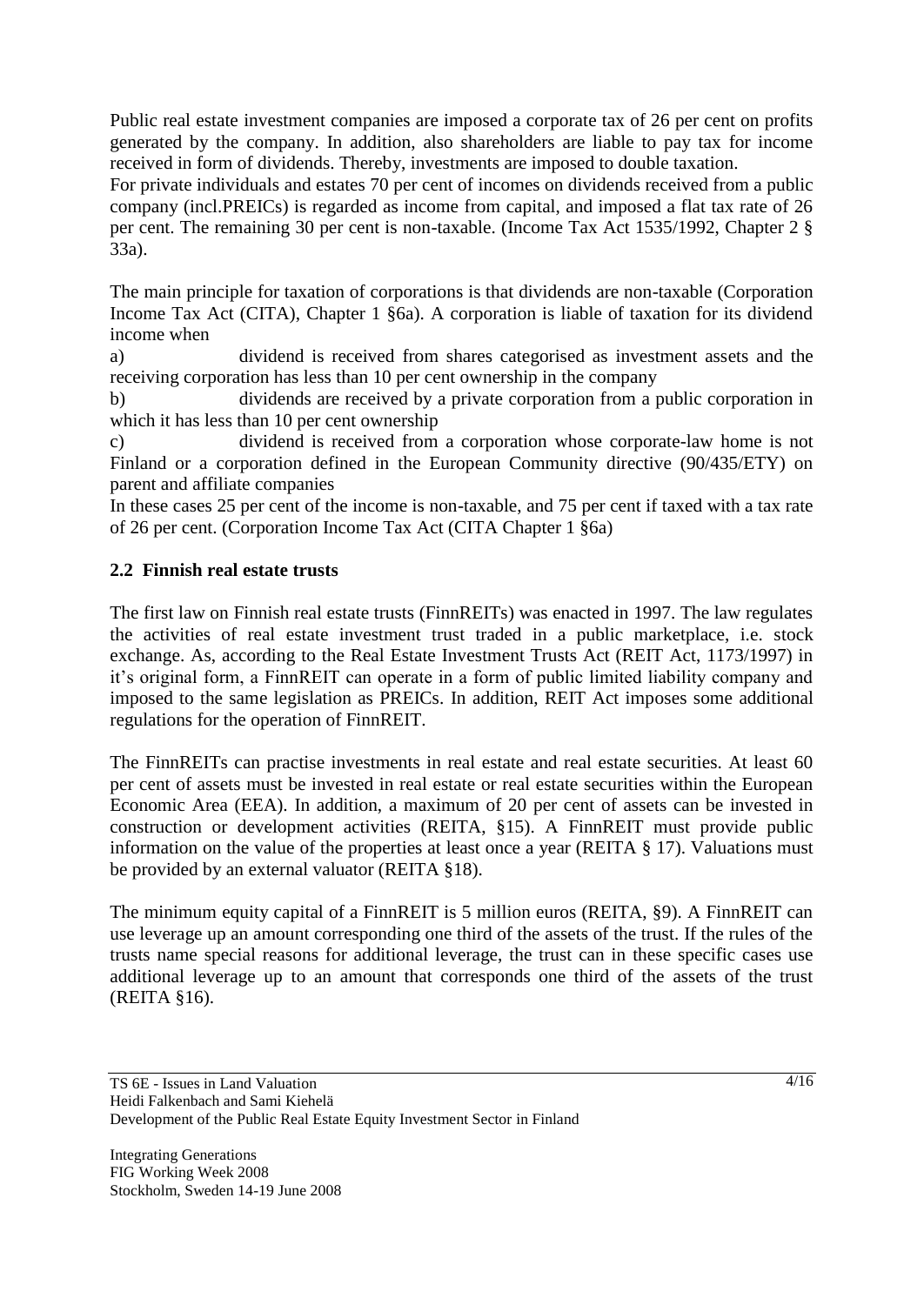Public real estate investment companies are imposed a corporate tax of 26 per cent on profits generated by the company. In addition, also shareholders are liable to pay tax for income received in form of dividends. Thereby, investments are imposed to double taxation.
For private individuals and estates 70 per cent of incomes on dividends received from a public company (incl.PREICs) is regarded as income from capital, and imposed a flat tax rate of 26 per cent. The remaining 30 per cent is non-taxable. (Income Tax Act 1535/1992, Chapter 2 § 33a).

The main principle for taxation of corporations is that dividends are non-taxable (Corporation Income Tax Act (CITA), Chapter 1 §6a). A corporation is liable of taxation for its dividend income when

a) dividend is received from shares categorised as investment assets and the receiving corporation has less than 10 per cent ownership in the company
b) dividends are received by a private corporation from a public corporation in which it has less than 10 per cent ownership
c) dividend is received from a corporation whose corporate-law home is not Finland or a corporation defined in the European Community directive (90/435/ETY) on parent and affiliate companies

In these cases 25 per cent of the income is non-taxable, and 75 per cent if taxed with a tax rate of 26 per cent. (Corporation Income Tax Act (CITA Chapter 1 §6a)

## 2.2 Finnish real estate trusts

The first law on Finnish real estate trusts (FinnREITs) was enacted in 1997. The law regulates the activities of real estate investment trust traded in a public marketplace, i.e. stock exchange. As, according to the Real Estate Investment Trusts Act (REIT Act, 1173/1997) in it's original form, a FinnREIT can operate in a form of public limited liability company and imposed to the same legislation as PREICs. In addition, REIT Act imposes some additional regulations for the operation of FinnREIT.

The FinnREITs can practise investments in real estate and real estate securities. At least 60 per cent of assets must be invested in real estate or real estate securities within the European Economic Area (EEA). In addition, a maximum of 20 per cent of assets can be invested in construction or development activities (REITA, §15). A FinnREIT must provide public information on the value of the properties at least once a year (REITA § 17). Valuations must be provided by an external valuator (REITA §18).

The minimum equity capital of a FinnREIT is 5 million euros (REITA, §9). A FinnREIT can use leverage up an amount corresponding one third of the assets of the trust. If the rules of the trusts name special reasons for additional leverage, the trust can in these specific cases use additional leverage up to an amount that corresponds one third of the assets of the trust (REITA §16).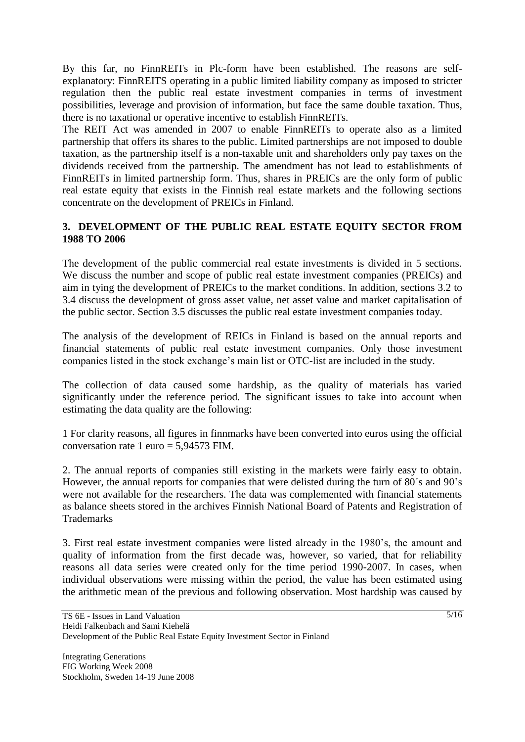By this far, no FinnREITs in Plc-form have been established. The reasons are self-explanatory: FinnREITS operating in a public limited liability company as imposed to stricter regulation then the public real estate investment companies in terms of investment possibilities, leverage and provision of information, but face the same double taxation. Thus, there is no taxational or operative incentive to establish FinnREITs.

The REIT Act was amended in 2007 to enable FinnREITs to operate also as a limited partnership that offers its shares to the public. Limited partnerships are not imposed to double taxation, as the partnership itself is a non-taxable unit and shareholders only pay taxes on the dividends received from the partnership. The amendment has not lead to establishments of FinnREITs in limited partnership form. Thus, shares in PREICs are the only form of public real estate equity that exists in the Finnish real estate markets and the following sections concentrate on the development of PREICs in Finland.

## 3. DEVELOPMENT OF THE PUBLIC REAL ESTATE EQUITY SECTOR FROM 1988 TO 2006

The development of the public commercial real estate investments is divided in 5 sections. We discuss the number and scope of public real estate investment companies (PREICs) and aim in tying the development of PREICs to the market conditions. In addition, sections 3.2 to 3.4 discuss the development of gross asset value, net asset value and market capitalisation of the public sector. Section 3.5 discusses the public real estate investment companies today.

The analysis of the development of REICs in Finland is based on the annual reports and financial statements of public real estate investment companies. Only those investment companies listed in the stock exchange's main list or OTC-list are included in the study.

The collection of data caused some hardship, as the quality of materials has varied significantly under the reference period. The significant issues to take into account when estimating the data quality are the following:

1 For clarity reasons, all figures in finnmarks have been converted into euros using the official conversation rate 1 euro = 5,94573 FIM.

2. The annual reports of companies still existing in the markets were fairly easy to obtain. However, the annual reports for companies that were delisted during the turn of 80´s and 90's were not available for the researchers. The data was complemented with financial statements as balance sheets stored in the archives Finnish National Board of Patents and Registration of Trademarks

3. First real estate investment companies were listed already in the 1980's, the amount and quality of information from the first decade was, however, so varied, that for reliability reasons all data series were created only for the time period 1990-2007. In cases, when individual observations were missing within the period, the value has been estimated using the arithmetic mean of the previous and following observation. Most hardship was caused by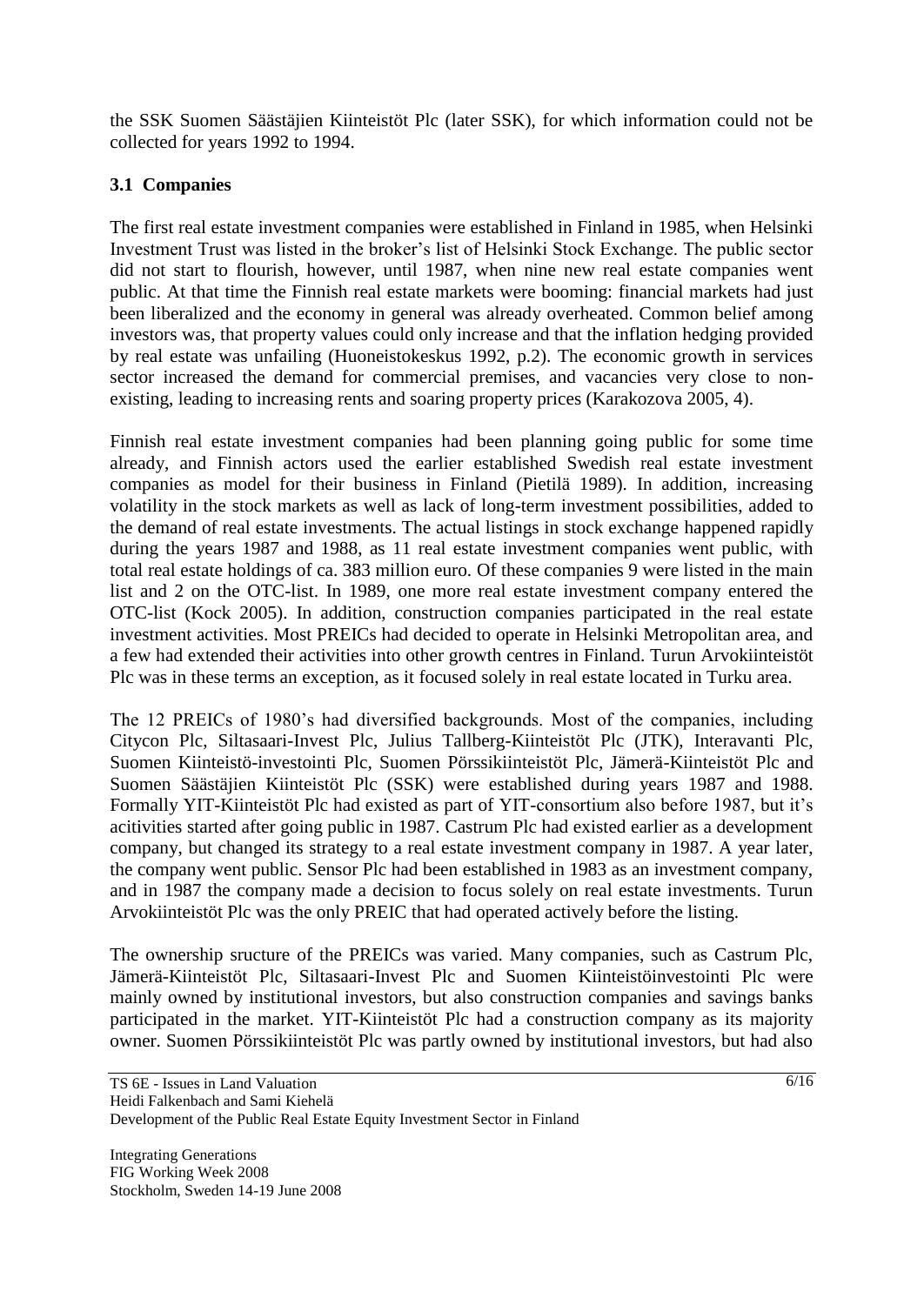the SSK Suomen Säästäjien Kiinteistöt Plc (later SSK), for which information could not be collected for years 1992 to 1994.

### 3.1 Companies

The first real estate investment companies were established in Finland in 1985, when Helsinki Investment Trust was listed in the broker's list of Helsinki Stock Exchange. The public sector did not start to flourish, however, until 1987, when nine new real estate companies went public. At that time the Finnish real estate markets were booming: financial markets had just been liberalized and the economy in general was already overheated. Common belief among investors was, that property values could only increase and that the inflation hedging provided by real estate was unfailing (Huoneistokeskus 1992, p.2). The economic growth in services sector increased the demand for commercial premises, and vacancies very close to non-existing, leading to increasing rents and soaring property prices (Karakozova 2005, 4).

Finnish real estate investment companies had been planning going public for some time already, and Finnish actors used the earlier established Swedish real estate investment companies as model for their business in Finland (Pietilä 1989). In addition, increasing volatility in the stock markets as well as lack of long-term investment possibilities, added to the demand of real estate investments. The actual listings in stock exchange happened rapidly during the years 1987 and 1988, as 11 real estate investment companies went public, with total real estate holdings of ca. 383 million euro. Of these companies 9 were listed in the main list and 2 on the OTC-list. In 1989, one more real estate investment company entered the OTC-list (Kock 2005). In addition, construction companies participated in the real estate investment activities. Most PREICs had decided to operate in Helsinki Metropolitan area, and a few had extended their activities into other growth centres in Finland. Turun Arvokiinteistöt Plc was in these terms an exception, as it focused solely in real estate located in Turku area.

The 12 PREICs of 1980's had diversified backgrounds. Most of the companies, including Citycon Plc, Siltasaari-Invest Plc, Julius Tallberg-Kiinteistöt Plc (JTK), Interavanti Plc, Suomen Kiinteistö-investointi Plc, Suomen Pörssikiinteistöt Plc, Jämerä-Kiinteistöt Plc and Suomen Säästäjien Kiinteistöt Plc (SSK) were established during years 1987 and 1988. Formally YIT-Kiinteistöt Plc had existed as part of YIT-consortium also before 1987, but it's acitivities started after going public in 1987. Castrum Plc had existed earlier as a development company, but changed its strategy to a real estate investment company in 1987. A year later, the company went public. Sensor Plc had been established in 1983 as an investment company, and in 1987 the company made a decision to focus solely on real estate investments. Turun Arvokiinteistöt Plc was the only PREIC that had operated actively before the listing.

The ownership sructure of the PREICs was varied. Many companies, such as Castrum Plc, Jämerä-Kiinteistöt Plc, Siltasaari-Invest Plc and Suomen Kiinteistöinvestointi Plc were mainly owned by institutional investors, but also construction companies and savings banks participated in the market. YIT-Kiinteistöt Plc had a construction company as its majority owner. Suomen Pörssikiinteistöt Plc was partly owned by institutional investors, but had also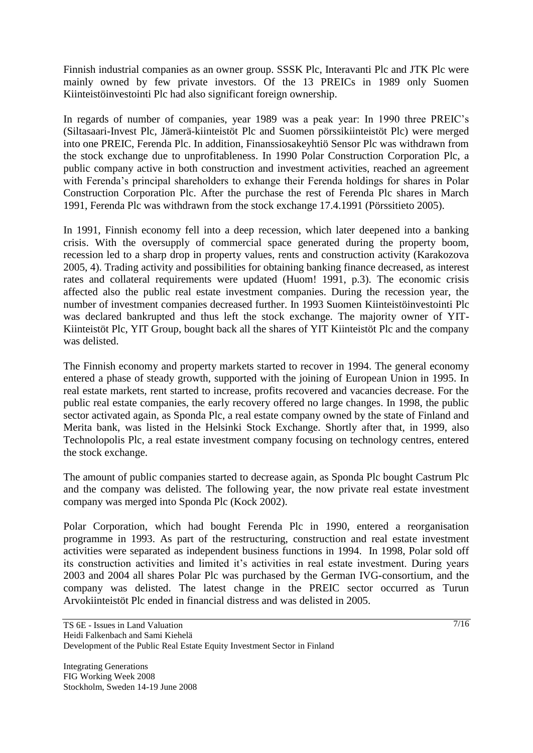Finnish industrial companies as an owner group. SSSK Plc, Interavanti Plc and JTK Plc were mainly owned by few private investors. Of the 13 PREICs in 1989 only Suomen Kiinteistöinvestointi Plc had also significant foreign ownership.

In regards of number of companies, year 1989 was a peak year: In 1990 three PREIC's (Siltasaari-Invest Plc, Jämerä-kiinteistöt Plc and Suomen pörssikiinteistöt Plc) were merged into one PREIC, Ferenda Plc. In addition, Finanssiosakeyhtiö Sensor Plc was withdrawn from the stock exchange due to unprofitableness. In 1990 Polar Construction Corporation Plc, a public company active in both construction and investment activities, reached an agreement with Ferenda's principal shareholders to exhange their Ferenda holdings for shares in Polar Construction Corporation Plc. After the purchase the rest of Ferenda Plc shares in March 1991, Ferenda Plc was withdrawn from the stock exchange 17.4.1991 (Pörssitieto 2005).

In 1991, Finnish economy fell into a deep recession, which later deepened into a banking crisis. With the oversupply of commercial space generated during the property boom, recession led to a sharp drop in property values, rents and construction activity (Karakozova 2005, 4). Trading activity and possibilities for obtaining banking finance decreased, as interest rates and collateral requirements were updated (Huom! 1991, p.3). The economic crisis affected also the public real estate investment companies. During the recession year, the number of investment companies decreased further. In 1993 Suomen Kiinteistöinvestointi Plc was declared bankrupted and thus left the stock exchange. The majority owner of YIT-Kiinteistöt Plc, YIT Group, bought back all the shares of YIT Kiinteistöt Plc and the company was delisted.

The Finnish economy and property markets started to recover in 1994. The general economy entered a phase of steady growth, supported with the joining of European Union in 1995. In real estate markets, rent started to increase, profits recovered and vacancies decrease. For the public real estate companies, the early recovery offered no large changes. In 1998, the public sector activated again, as Sponda Plc, a real estate company owned by the state of Finland and Merita bank, was listed in the Helsinki Stock Exchange. Shortly after that, in 1999, also Technolopolis Plc, a real estate investment company focusing on technology centres, entered the stock exchange.

The amount of public companies started to decrease again, as Sponda Plc bought Castrum Plc and the company was delisted. The following year, the now private real estate investment company was merged into Sponda Plc (Kock 2002).

Polar Corporation, which had bought Ferenda Plc in 1990, entered a reorganisation programme in 1993. As part of the restructuring, construction and real estate investment activities were separated as independent business functions in 1994. In 1998, Polar sold off its construction activities and limited it's activities in real estate investment. During years 2003 and 2004 all shares Polar Plc was purchased by the German IVG-consortium, and the company was delisted. The latest change in the PREIC sector occurred as Turun Arvokiinteistöt Plc ended in financial distress and was delisted in 2005.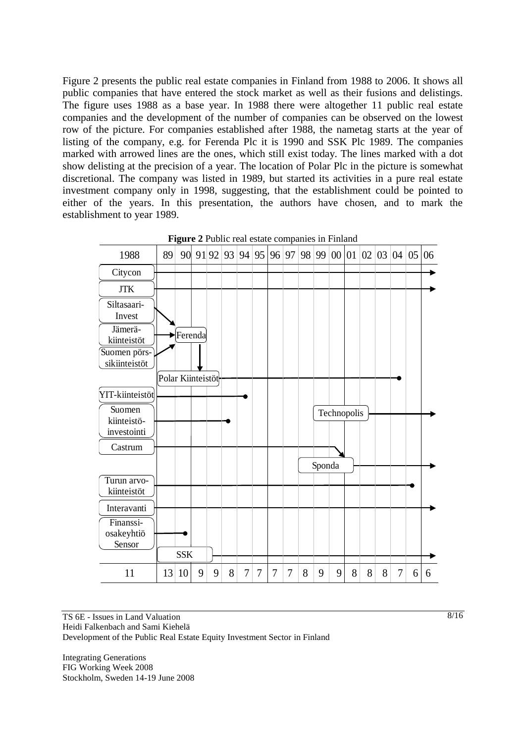Figure 2 presents the public real estate companies in Finland from 1988 to 2006. It shows all public companies that have entered the stock market as well as their fusions and delistings. The figure uses 1988 as a base year. In 1988 there were altogether 11 public real estate companies and the development of the number of companies can be observed on the lowest row of the picture. For companies established after 1988, the nametag starts at the year of listing of the company, e.g. for Ferenda Plc it is 1990 and SSK Plc 1989. The companies marked with arrowed lines are the ones, which still exist today. The lines marked with a dot show delisting at the precision of a year. The location of Polar Plc in the picture is somewhat discretional. The company was listed in 1989, but started its activities in a pure real estate investment company only in 1998, suggesting, that the establishment could be pointed to either of the years. In this presentation, the authors have chosen, and to mark the establishment to year 1989.

**Figure 2** Public real estate companies in Finland

| 1988 | 89 | 90 | 91 | 92 | 93 | 94 | 95 | 96 | 97 | 98 | 99 | 00 | 01 | 02 | 03 | 04 | 05 | 06 |
|---|---|---|---|---|---|---|---|---|---|---|---|---|---|---|---|---|---|---|
| Citycon | | | | | | | | | | | | | | | | | | |
| JTK | | | | | | | | | | | | | | | | | | |
| Siltasaari-Invest | | | | | | | | | | | | | | | | | | |
| Jämerä-kiinteistöt | | Ferenda | | | | | | | | | | | | | | | | |
| Suomen pörssikiinteistöt | | | | | | | | | | | | | | | | | | |
| | Polar Kiinteistöt | | | | | | | | | | | | | | | | | |
| YIT-kiinteistöt | | | | | | | | | | | | | | | | | | |
| Suomen kiinteistö-investointi | | | | | | | | | | | Technopolis | | | | | | | |
| Castrum | | | | | | | | | | | | | | | | | | |
| | | | | | | | | | | Sponda | | | | | | | | |
| Turun arvo-kiinteistöt | | | | | | | | | | | | | | | | | | |
| Interavanti | | | | | | | | | | | | | | | | | | |
| Finanssi-osakeyhtiö Sensor | | | | | | | | | | | | | | | | | | |
| | SSK | | | | | | | | | | | | | | | | | |
| 11 | 13 | 10 | 9 | 9 | 8 | 7 | 7 | 7 | 7 | 8 | 9 | 9 | 8 | 8 | 8 | 7 | 6 | 6 |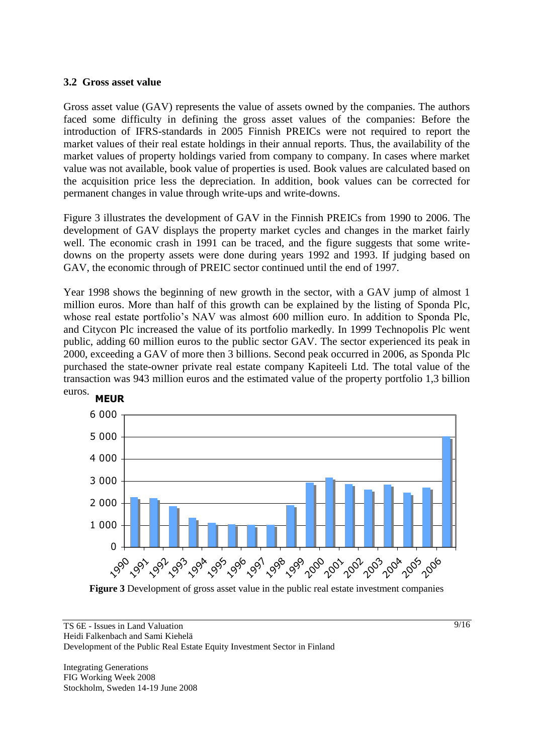### 3.2 Gross asset value

Gross asset value (GAV) represents the value of assets owned by the companies. The authors faced some difficulty in defining the gross asset values of the companies: Before the introduction of IFRS-standards in 2005 Finnish PREICs were not required to report the market values of their real estate holdings in their annual reports. Thus, the availability of the market values of property holdings varied from company to company. In cases where market value was not available, book value of properties is used. Book values are calculated based on the acquisition price less the depreciation. In addition, book values can be corrected for permanent changes in value through write-ups and write-downs.

Figure 3 illustrates the development of GAV in the Finnish PREICs from 1990 to 2006. The development of GAV displays the property market cycles and changes in the market fairly well. The economic crash in 1991 can be traced, and the figure suggests that some write-downs on the property assets were done during years 1992 and 1993. If judging based on GAV, the economic through of PREIC sector continued until the end of 1997.

Year 1998 shows the beginning of new growth in the sector, with a GAV jump of almost 1 million euros. More than half of this growth can be explained by the listing of Sponda Plc, whose real estate portfolio's NAV was almost 600 million euro. In addition to Sponda Plc, and Citycon Plc increased the value of its portfolio markedly. In 1999 Technopolis Plc went public, adding 60 million euros to the public sector GAV. The sector experienced its peak in 2000, exceeding a GAV of more then 3 billions. Second peak occurred in 2006, as Sponda Plc purchased the state-owner private real estate company Kapiteeli Ltd. The total value of the transaction was 943 million euros and the estimated value of the property portfolio 1,3 billion euros.

**Figure 3** Development of gross asset value in the public real estate investment companies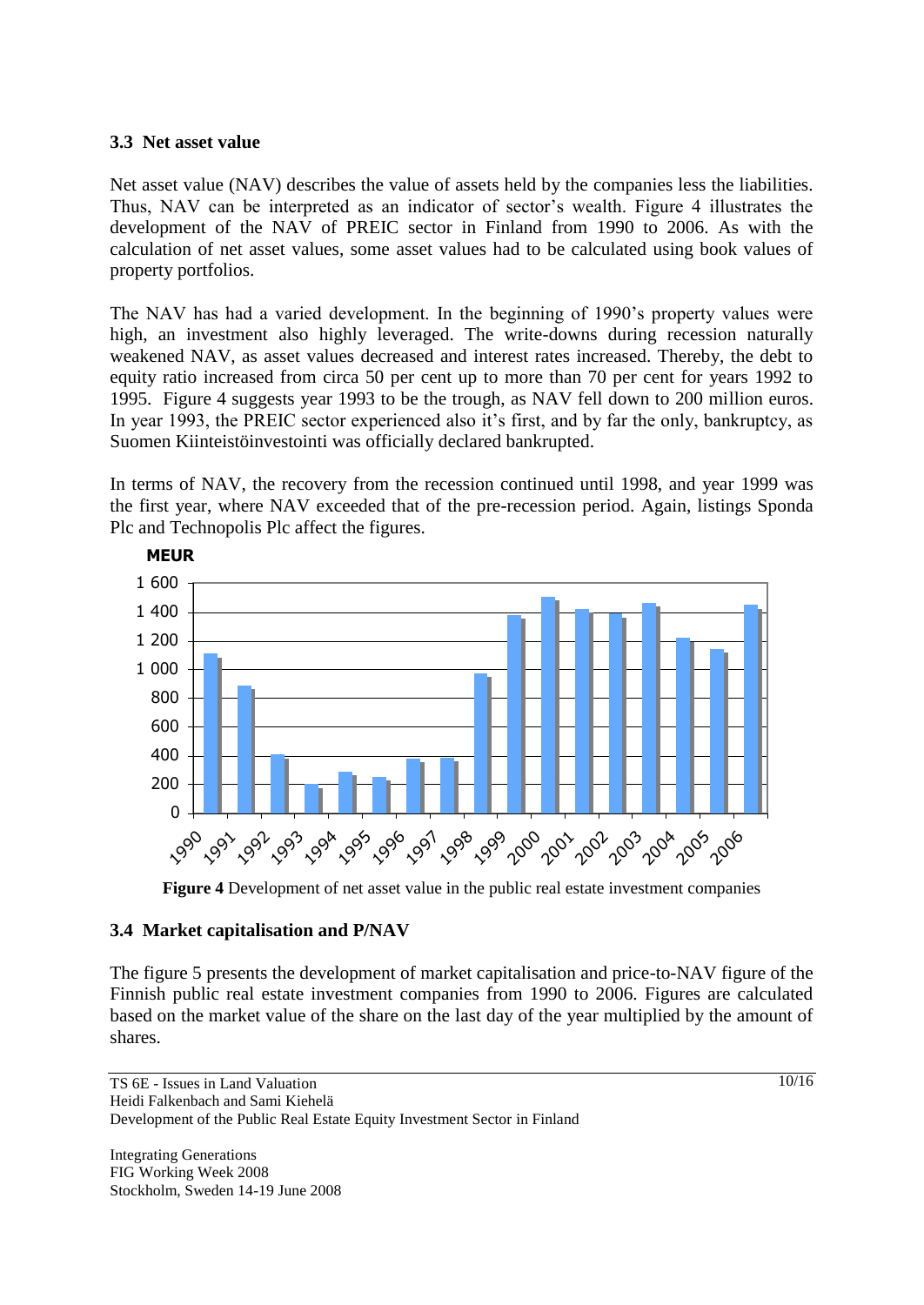### 3.3 Net asset value

Net asset value (NAV) describes the value of assets held by the companies less the liabilities. Thus, NAV can be interpreted as an indicator of sector's wealth. Figure 4 illustrates the development of the NAV of PREIC sector in Finland from 1990 to 2006. As with the calculation of net asset values, some asset values had to be calculated using book values of property portfolios.

The NAV has had a varied development. In the beginning of 1990's property values were high, an investment also highly leveraged. The write-downs during recession naturally weakened NAV, as asset values decreased and interest rates increased. Thereby, the debt to equity ratio increased from circa 50 per cent up to more than 70 per cent for years 1992 to 1995. Figure 4 suggests year 1993 to be the trough, as NAV fell down to 200 million euros. In year 1993, the PREIC sector experienced also it's first, and by far the only, bankruptcy, as Suomen Kiinteistöinvestointi was officially declared bankrupted.

In terms of NAV, the recovery from the recession continued until 1998, and year 1999 was the first year, where NAV exceeded that of the pre-recession period. Again, listings Sponda Plc and Technopolis Plc affect the figures.

**Figure 4** Development of net asset value in the public real estate investment companies

### 3.4 Market capitalisation and P/NAV

The figure 5 presents the development of market capitalisation and price-to-NAV figure of the Finnish public real estate investment companies from 1990 to 2006. Figures are calculated based on the market value of the share on the last day of the year multiplied by the amount of shares.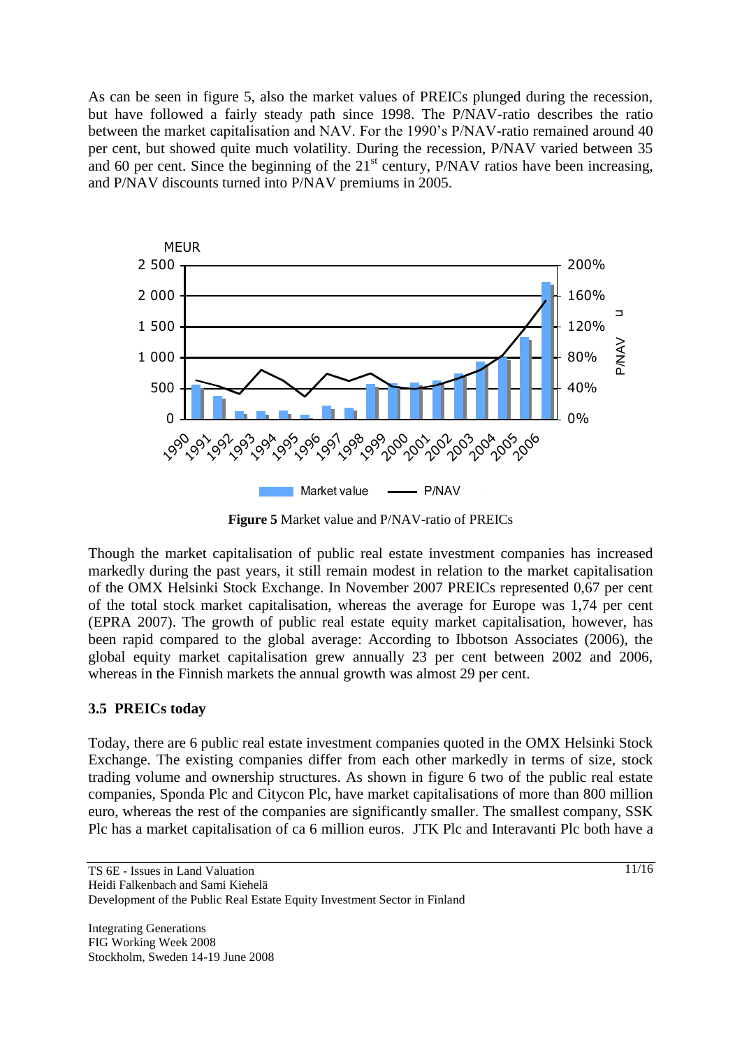As can be seen in figure 5, also the market values of PREICs plunged during the recession, but have followed a fairly steady path since 1998. The P/NAV-ratio describes the ratio between the market capitalisation and NAV. For the 1990's P/NAV-ratio remained around 40 per cent, but showed quite much volatility. During the recession, P/NAV varied between 35 and 60 per cent. Since the beginning of the 21st century, P/NAV ratios have been increasing, and P/NAV discounts turned into P/NAV premiums in 2005.

**Figure 5** Market value and P/NAV-ratio of PREICs

Though the market capitalisation of public real estate investment companies has increased markedly during the past years, it still remain modest in relation to the market capitalisation of the OMX Helsinki Stock Exchange. In November 2007 PREICs represented 0,67 per cent of the total stock market capitalisation, whereas the average for Europe was 1,74 per cent (EPRA 2007). The growth of public real estate equity market capitalisation, however, has been rapid compared to the global average: According to Ibbotson Associates (2006), the global equity market capitalisation grew annually 23 per cent between 2002 and 2006, whereas in the Finnish markets the annual growth was almost 29 per cent.

### 3.5 PREICs today

Today, there are 6 public real estate investment companies quoted in the OMX Helsinki Stock Exchange. The existing companies differ from each other markedly in terms of size, stock trading volume and ownership structures. As shown in figure 6 two of the public real estate companies, Sponda Plc and Citycon Plc, have market capitalisations of more than 800 million euro, whereas the rest of the companies are significantly smaller. The smallest company, SSK Plc has a market capitalisation of ca 6 million euros. JTK Plc and Interavanti Plc both have a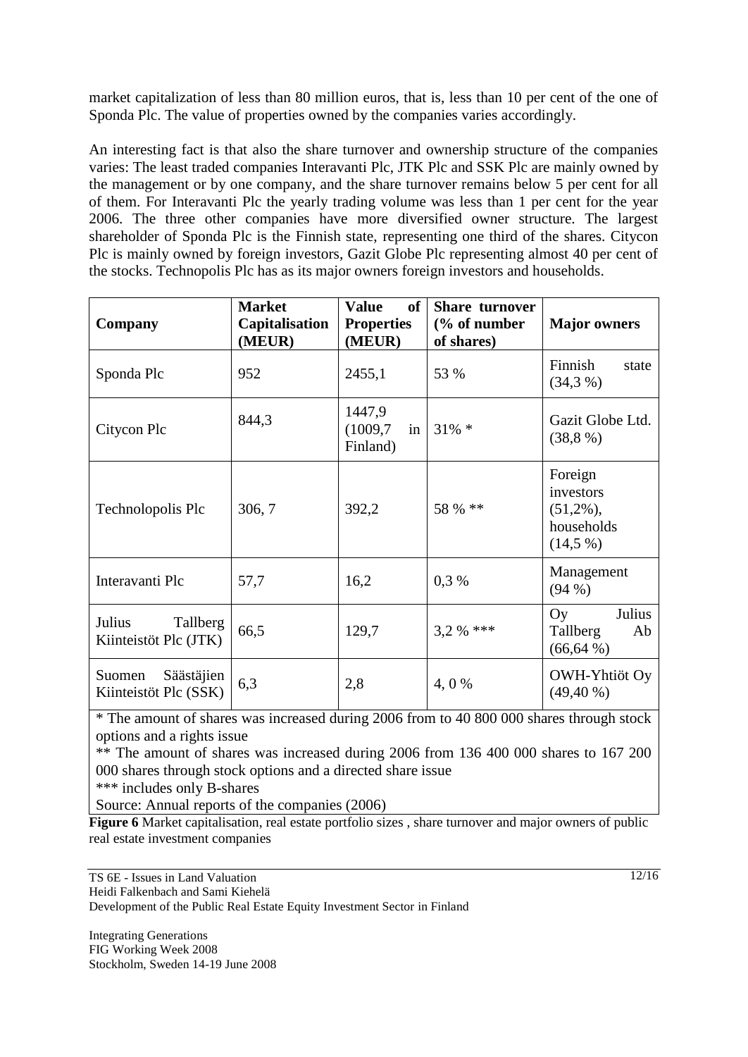market capitalization of less than 80 million euros, that is, less than 10 per cent of the one of Sponda Plc. The value of properties owned by the companies varies accordingly.

An interesting fact is that also the share turnover and ownership structure of the companies varies: The least traded companies Interavanti Plc, JTK Plc and SSK Plc are mainly owned by the management or by one company, and the share turnover remains below 5 per cent for all of them. For Interavanti Plc the yearly trading volume was less than 1 per cent for the year 2006. The three other companies have more diversified owner structure. The largest shareholder of Sponda Plc is the Finnish state, representing one third of the shares. Citycon Plc is mainly owned by foreign investors, Gazit Globe Plc representing almost 40 per cent of the stocks. Technopolis Plc has as its major owners foreign investors and households.

| Company | Market Capitalisation (MEUR) | Value of Properties (MEUR) | Share turnover (% of number of shares) | Major owners |
|---|---|---|---|---|
| Sponda Plc | 952 | 2455,1 | 53 % | Finnish state (34,3 %) |
| Citycon Plc | 844,3 | 1447,9 (1009,7 in Finland) | 31% * | Gazit Globe Ltd. (38,8 %) |
| Technolopolis Plc | 306, 7 | 392,2 | 58 % ** | Foreign investors (51,2%), households (14,5 %) |
| Interavanti Plc | 57,7 | 16,2 | 0,3 % | Management (94 %) |
| Julius Tallberg Kiinteistöt Plc (JTK) | 66,5 | 129,7 | 3,2 % *** | Oy Julius Tallberg Ab (66,64 %) |
| Suomen Säästäjien Kiinteistöt Plc (SSK) | 6,3 | 2,8 | 4, 0 % | OWH-Yhtiöt Oy (49,40 %) |

* The amount of shares was increased during 2006 from to 40 800 000 shares through stock options and a rights issue

** The amount of shares was increased during 2006 from 136 400 000 shares to 167 200 000 shares through stock options and a directed share issue

*** includes only B-shares

Source: Annual reports of the companies (2006)

**Figure 6** Market capitalisation, real estate portfolio sizes , share turnover and major owners of public real estate investment companies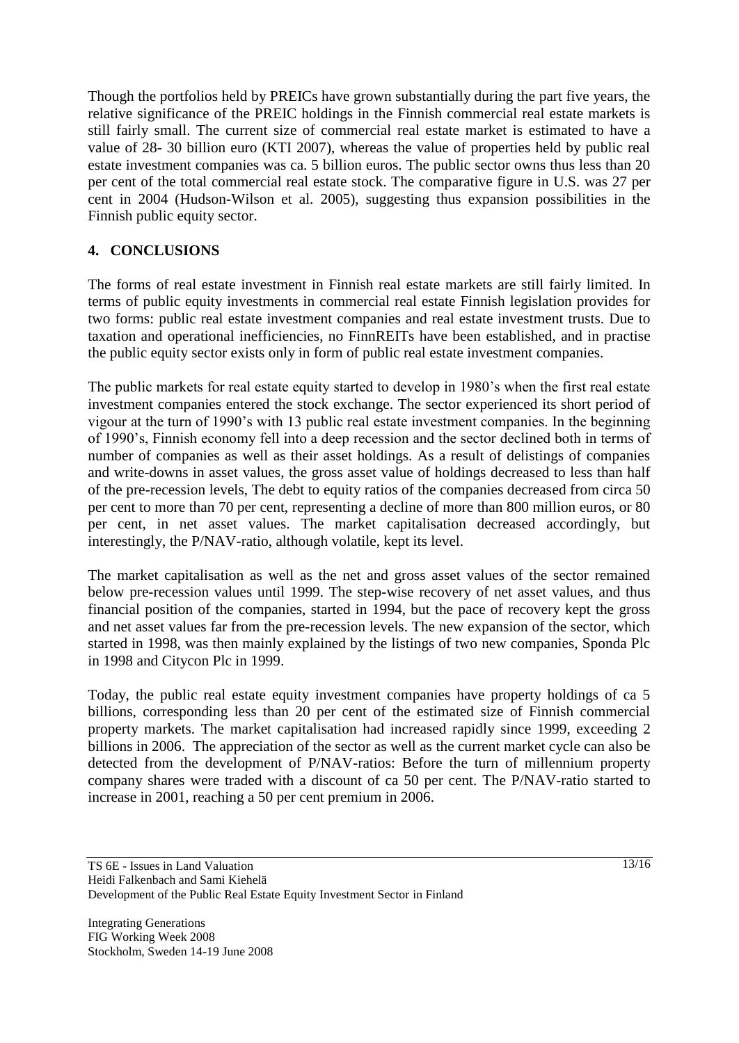Though the portfolios held by PREICs have grown substantially during the part five years, the relative significance of the PREIC holdings in the Finnish commercial real estate markets is still fairly small. The current size of commercial real estate market is estimated to have a value of 28- 30 billion euro (KTI 2007), whereas the value of properties held by public real estate investment companies was ca. 5 billion euros. The public sector owns thus less than 20 per cent of the total commercial real estate stock. The comparative figure in U.S. was 27 per cent in 2004 (Hudson-Wilson et al. 2005), suggesting thus expansion possibilities in the Finnish public equity sector.

## 4. CONCLUSIONS

The forms of real estate investment in Finnish real estate markets are still fairly limited. In terms of public equity investments in commercial real estate Finnish legislation provides for two forms: public real estate investment companies and real estate investment trusts. Due to taxation and operational inefficiencies, no FinnREITs have been established, and in practise the public equity sector exists only in form of public real estate investment companies.

The public markets for real estate equity started to develop in 1980's when the first real estate investment companies entered the stock exchange. The sector experienced its short period of vigour at the turn of 1990's with 13 public real estate investment companies. In the beginning of 1990's, Finnish economy fell into a deep recession and the sector declined both in terms of number of companies as well as their asset holdings. As a result of delistings of companies and write-downs in asset values, the gross asset value of holdings decreased to less than half of the pre-recession levels, The debt to equity ratios of the companies decreased from circa 50 per cent to more than 70 per cent, representing a decline of more than 800 million euros, or 80 per cent, in net asset values. The market capitalisation decreased accordingly, but interestingly, the P/NAV-ratio, although volatile, kept its level.

The market capitalisation as well as the net and gross asset values of the sector remained below pre-recession values until 1999. The step-wise recovery of net asset values, and thus financial position of the companies, started in 1994, but the pace of recovery kept the gross and net asset values far from the pre-recession levels. The new expansion of the sector, which started in 1998, was then mainly explained by the listings of two new companies, Sponda Plc in 1998 and Citycon Plc in 1999.

Today, the public real estate equity investment companies have property holdings of ca 5 billions, corresponding less than 20 per cent of the estimated size of Finnish commercial property markets. The market capitalisation had increased rapidly since 1999, exceeding 2 billions in 2006. The appreciation of the sector as well as the current market cycle can also be detected from the development of P/NAV-ratios: Before the turn of millennium property company shares were traded with a discount of ca 50 per cent. The P/NAV-ratio started to increase in 2001, reaching a 50 per cent premium in 2006.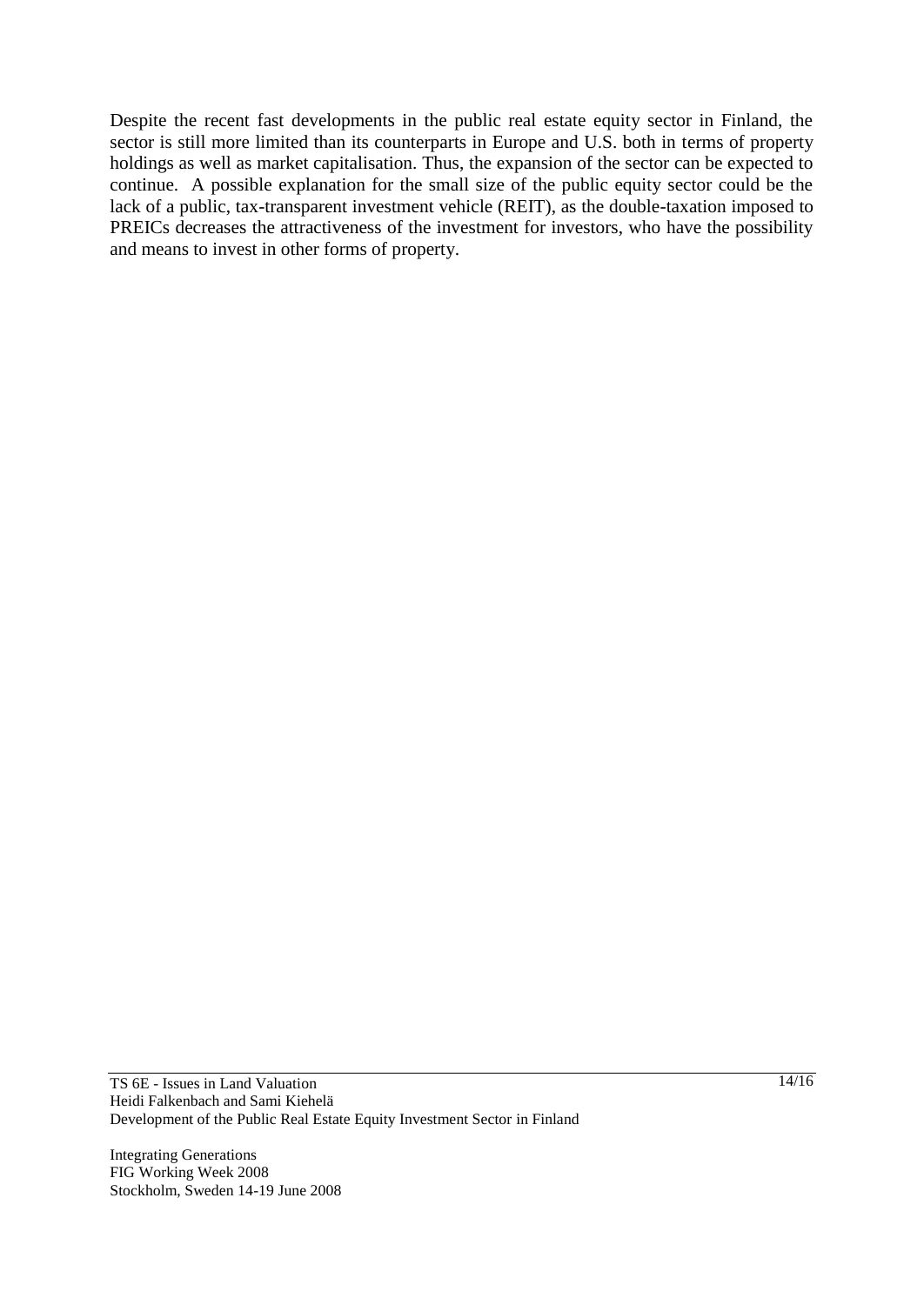Despite the recent fast developments in the public real estate equity sector in Finland, the sector is still more limited than its counterparts in Europe and U.S. both in terms of property holdings as well as market capitalisation. Thus, the expansion of the sector can be expected to continue. A possible explanation for the small size of the public equity sector could be the lack of a public, tax-transparent investment vehicle (REIT), as the double-taxation imposed to PREICs decreases the attractiveness of the investment for investors, who have the possibility and means to invest in other forms of property.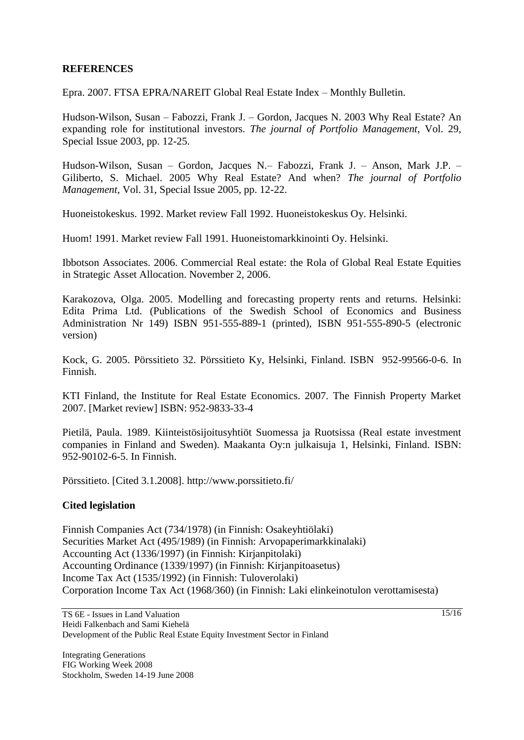## REFERENCES

Epra. 2007. FTSA EPRA/NAREIT Global Real Estate Index – Monthly Bulletin.

Hudson-Wilson, Susan – Fabozzi, Frank J. – Gordon, Jacques N. 2003 Why Real Estate? An expanding role for institutional investors. *The journal of Portfolio Management*, Vol. 29, Special Issue 2003, pp. 12-25.

Hudson-Wilson, Susan – Gordon, Jacques N.– Fabozzi, Frank J. – Anson, Mark J.P. – Giliberto, S. Michael. 2005 Why Real Estate? And when? *The journal of Portfolio Management*, Vol. 31, Special Issue 2005, pp. 12-22.

Huoneistokeskus. 1992. Market review Fall 1992. Huoneistokeskus Oy. Helsinki.

Huom! 1991. Market review Fall 1991. Huoneistomarkkinointi Oy. Helsinki.

Ibbotson Associates. 2006. Commercial Real estate: the Rola of Global Real Estate Equities in Strategic Asset Allocation. November 2, 2006.

Karakozova, Olga. 2005. Modelling and forecasting property rents and returns. Helsinki: Edita Prima Ltd. (Publications of the Swedish School of Economics and Business Administration Nr 149) ISBN 951-555-889-1 (printed), ISBN 951-555-890-5 (electronic version)

Kock, G. 2005. Pörssitieto 32. Pörssitieto Ky, Helsinki, Finland. ISBN 952-99566-0-6. In Finnish.

KTI Finland, the Institute for Real Estate Economics. 2007. The Finnish Property Market 2007. [Market review] ISBN: 952-9833-33-4

Pietilä, Paula. 1989. Kiinteistösijoitusyhtiöt Suomessa ja Ruotsissa (Real estate investment companies in Finland and Sweden). Maakanta Oy:n julkaisuja 1, Helsinki, Finland. ISBN: 952-90102-6-5. In Finnish.

Pörssitieto. [Cited 3.1.2008]. http://www.porssitieto.fi/

### Cited legislation

Finnish Companies Act (734/1978) (in Finnish: Osakeyhtiölaki)
Securities Market Act (495/1989) (in Finnish: Arvopaperimarkkinalaki)
Accounting Act (1336/1997) (in Finnish: Kirjanpitolaki)
Accounting Ordinance (1339/1997) (in Finnish: Kirjanpitoasetus)
Income Tax Act (1535/1992) (in Finnish: Tuloverolaki)
Corporation Income Tax Act (1968/360) (in Finnish: Laki elinkeinotulon verottamisesta)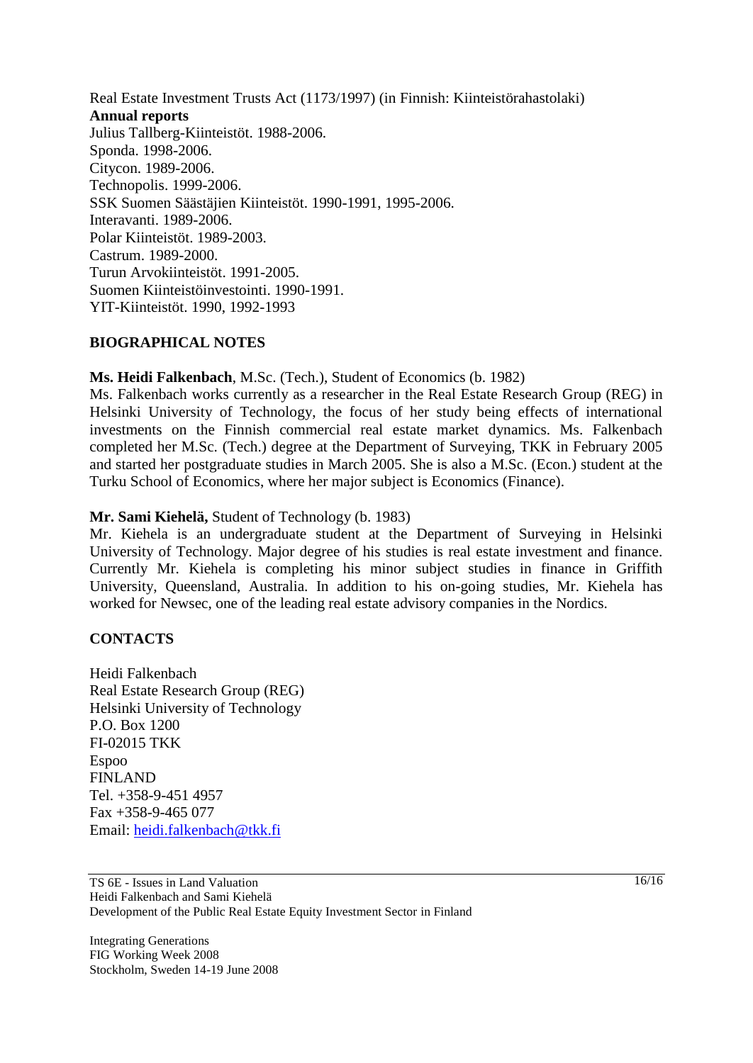Real Estate Investment Trusts Act (1173/1997) (in Finnish: Kiinteistörahastolaki)

**Annual reports**

Julius Tallberg-Kiinteistöt. 1988-2006.
Sponda. 1998-2006.
Citycon. 1989-2006.
Technopolis. 1999-2006.
SSK Suomen Säästäjien Kiinteistöt. 1990-1991, 1995-2006.
Interavanti. 1989-2006.
Polar Kiinteistöt. 1989-2003.
Castrum. 1989-2000.
Turun Arvokiinteistöt. 1991-2005.
Suomen Kiinteistöinvestointi. 1990-1991.
YIT-Kiinteistöt. 1990, 1992-1993

## BIOGRAPHICAL NOTES

**Ms. Heidi Falkenbach**, M.Sc. (Tech.), Student of Economics (b. 1982)
Ms. Falkenbach works currently as a researcher in the Real Estate Research Group (REG) in Helsinki University of Technology, the focus of her study being effects of international investments on the Finnish commercial real estate market dynamics. Ms. Falkenbach completed her M.Sc. (Tech.) degree at the Department of Surveying, TKK in February 2005 and started her postgraduate studies in March 2005. She is also a M.Sc. (Econ.) student at the Turku School of Economics, where her major subject is Economics (Finance).

**Mr. Sami Kiehelä,** Student of Technology (b. 1983)
Mr. Kiehela is an undergraduate student at the Department of Surveying in Helsinki University of Technology. Major degree of his studies is real estate investment and finance. Currently Mr. Kiehela is completing his minor subject studies in finance in Griffith University, Queensland, Australia. In addition to his on-going studies, Mr. Kiehela has worked for Newsec, one of the leading real estate advisory companies in the Nordics.

## CONTACTS

Heidi Falkenbach
Real Estate Research Group (REG)
Helsinki University of Technology
P.O. Box 1200
FI-02015 TKK
Espoo
FINLAND
Tel. +358-9-451 4957
Fax +358-9-465 077
Email: heidi.falkenbach@tkk.fi